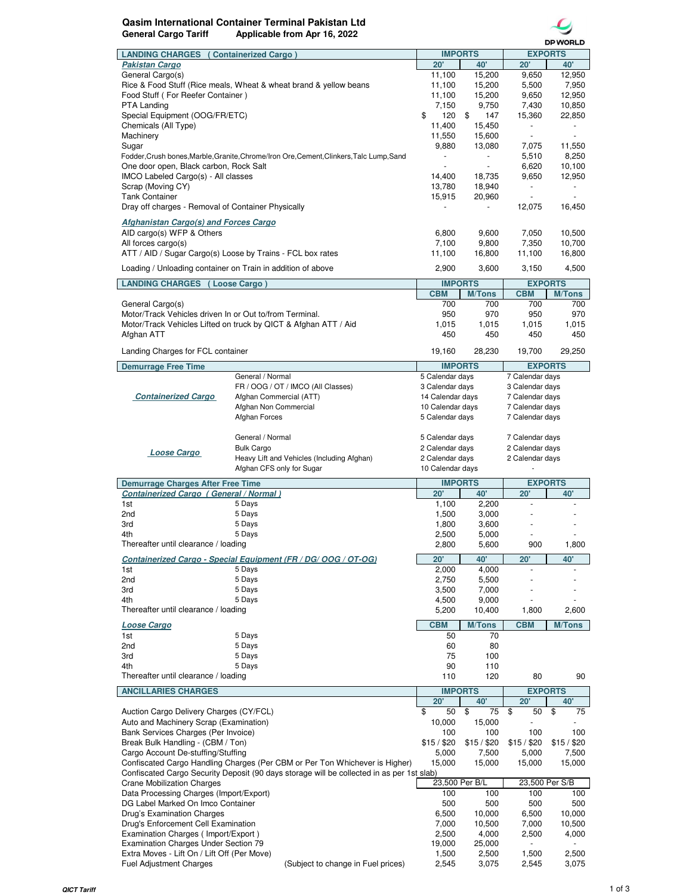# Qasim International Container Terminal Pakistan Ltd

**General Cargo Tariff** Applicable from Apr 16, 2022

DP WORLD

| LANDING CHARGES (Containerized Cargo) | IMPORTS | | EXPORTS | |
|---|---|---|---|---|
| ***Pakistan Cargo*** | 20' | 40' | 20' | 40' |
| General Cargo(s) | 11,100 | 15,200 | 9,650 | 12,950 |
| Rice & Food Stuff (Rice meals, Wheat & wheat brand & yellow beans | 11,100 | 15,200 | 5,500 | 7,950 |
| Food Stuff ( For Reefer Container ) | 11,100 | 15,200 | 9,650 | 12,950 |
| PTA Landing | 7,150 | 9,750 | 7,430 | 10,850 |
| Special Equipment (OOG/FR/ETC) | $ 120 | $ 147 | 15,360 | 22,850 |
| Chemicals (All Type) | 11,400 | 15,450 | - | - |
| Machinery | 11,550 | 15,600 | - | - |
| Sugar | 9,880 | 13,080 | 7,075 | 11,550 |
| Fodder,Crush bones,Marble,Granite,Chrome/Iron Ore,Cement,Clinkers,Talc Lump,Sand | - | - | 5,510 | 8,250 |
| One door open, Black carbon, Rock Salt | - | - | 6,620 | 10,100 |
| IMCO Labeled Cargo(s) - All classes | 14,400 | 18,735 | 9,650 | 12,950 |
| Scrap (Moving CY) | 13,780 | 18,940 | - | - |
| Tank Container | 15,915 | 20,960 | - | - |
| Dray off charges - Removal of Container Physically | - | - | 12,075 | 16,450 |
| ***Afghanistan Cargo(s) and Forces Cargo*** | | | | |
| AID cargo(s) WFP & Others | 6,800 | 9,600 | 7,050 | 10,500 |
| All forces cargo(s) | 7,100 | 9,800 | 7,350 | 10,700 |
| ATT / AID / Sugar Cargo(s) Loose by Trains - FCL box rates | 11,100 | 16,800 | 11,100 | 16,800 |
| Loading / Unloading container on Train in addition of above | 2,900 | 3,600 | 3,150 | 4,500 |

| LANDING CHARGES (Loose Cargo) | IMPORTS | | EXPORTS | |
|---|---|---|---|---|
| | CBM | M/Tons | CBM | M/Tons |
| General Cargo(s) | 700 | 700 | 700 | 700 |
| Motor/Track Vehicles driven In or Out to/from Terminal. | 950 | 970 | 950 | 970 |
| Motor/Track Vehicles Lifted on truck by QICT & Afghan ATT / Aid | 1,015 | 1,015 | 1,015 | 1,015 |
| Afghan ATT | 450 | 450 | 450 | 450 |
| Landing Charges for FCL container | 19,160 | 28,230 | 19,700 | 29,250 |

| Demurrage Free Time | | IMPORTS | EXPORTS |
|---|---|---|---|
| ***Containerized Cargo*** | General / Normal | 5 Calendar days | 7 Calendar days |
| | FR / OOG / OT / IMCO (All Classes) | 3 Calendar days | 3 Calendar days |
| | Afghan Commercial (ATT) | 14 Calendar days | 7 Calendar days |
| | Afghan Non Commercial | 10 Calendar days | 7 Calendar days |
| | Afghan Forces | 5 Calendar days | 7 Calendar days |
| ***Loose Cargo*** | General / Normal | 5 Calendar days | 7 Calendar days |
| | Bulk Cargo | 2 Calendar days | 2 Calendar days |
| | Heavy Lift and Vehicles (Including Afghan) | 2 Calendar days | 2 Calendar days |
| | Afghan CFS only for Sugar | 10 Calendar days | - |

| Demurrage Charges After Free Time | | IMPORTS | | EXPORTS | |
|---|---|---|---|---|---|
| ***Containerized Cargo (General / Normal)*** | | 20' | 40' | 20' | 40' |
| 1st | 5 Days | 1,100 | 2,200 | - | - |
| 2nd | 5 Days | 1,500 | 3,000 | - | - |
| 3rd | 5 Days | 1,800 | 3,600 | - | - |
| 4th | 5 Days | 2,500 | 5,000 | - | - |
| Thereafter until clearance / loading | | 2,800 | 5,600 | 900 | 1,800 |
| ***Containerized Cargo - Special Equipment (FR / DG/ OOG / OT-OG)*** | | 20' | 40' | 20' | 40' |
| 1st | 5 Days | 2,000 | 4,000 | - | - |
| 2nd | 5 Days | 2,750 | 5,500 | - | - |
| 3rd | 5 Days | 3,500 | 7,000 | - | - |
| 4th | 5 Days | 4,500 | 9,000 | - | - |
| Thereafter until clearance / loading | | 5,200 | 10,400 | 1,800 | 2,600 |
| ***Loose Cargo*** | | CBM | M/Tons | CBM | M/Tons |
| 1st | 5 Days | 50 | 70 | | |
| 2nd | 5 Days | 60 | 80 | | |
| 3rd | 5 Days | 75 | 100 | | |
| 4th | 5 Days | 90 | 110 | | |
| Thereafter until clearance / loading | | 110 | 120 | 80 | 90 |

| ANCILLARIES CHARGES | IMPORTS | | EXPORTS | |
|---|---|---|---|---|
| | 20' | 40' | 20' | 40' |
| Auction Cargo Delivery Charges (CY/FCL) | $ 50 | $ 75 | $ 50 | $ 75 |
| Auto and Machinery Scrap (Examination) | 10,000 | 15,000 | - | - |
| Bank Services Charges (Per Invoice) | 100 | 100 | 100 | 100 |
| Break Bulk Handling - (CBM / Ton) | $15 / $20 | $15 / $20 | $15 / $20 | $15 / $20 |
| Cargo Account De-stuffing/Stuffing | 5,000 | 7,500 | 5,000 | 7,500 |
| Confiscated Cargo Handling Charges (Per CBM or Per Ton Whichever is Higher) | 15,000 | 15,000 | 15,000 | 15,000 |
| Confiscated Cargo Security Deposit (90 days storage will be collected in as per 1st slab) | | | | |
| Crane Mobilization Charges | 23,500 Per B/L | | 23,500 Per S/B | |
| Data Processing Charges (Import/Export) | 100 | 100 | 100 | 100 |
| DG Label Marked On Imco Container | 500 | 500 | 500 | 500 |
| Drug's Examination Charges | 6,500 | 10,000 | 6,500 | 10,000 |
| Drug's Enforcement Cell Examination | 7,000 | 10,500 | 7,000 | 10,500 |
| Examination Charges ( Import/Export ) | 2,500 | 4,000 | 2,500 | 4,000 |
| Examination Charges Under Section 79 | 19,000 | 25,000 | - | - |
| Extra Moves - Lift On / Lift Off (Per Move) | 1,500 | 2,500 | 1,500 | 2,500 |
| Fuel Adjustment Charges (Subject to change in Fuel prices) | 2,545 | 3,075 | 2,545 | 3,075 |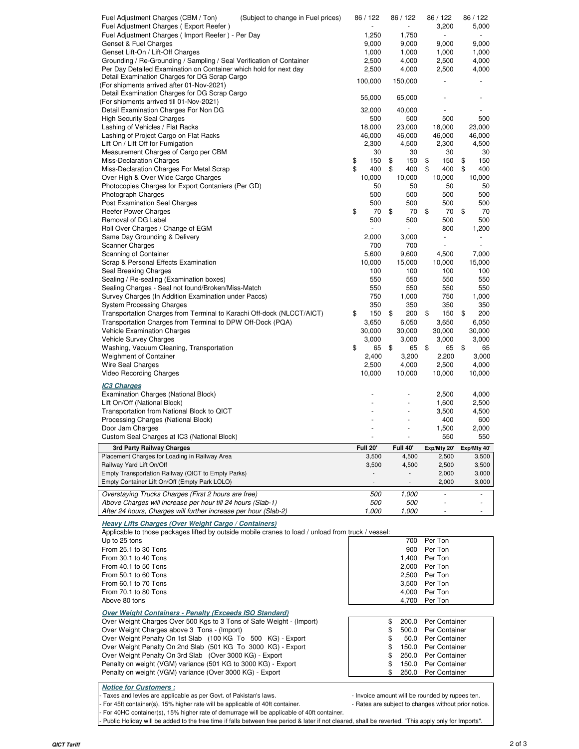| Description | | | | |
|---|---|---|---|---|
| Fuel Adjustment Charges (CBM / Ton) (Subject to change in Fuel prices) | 86 / 122 | 86 / 122 | 86 / 122 | 86 / 122 |
| Fuel Adjustment Charges ( Export Reefer ) | - | - | 3,200 | 5,000 |
| Fuel Adjustment Charges ( Import Reefer ) - Per Day | 1,250 | 1,750 | - | - |
| Genset & Fuel Charges | 9,000 | 9,000 | 9,000 | 9,000 |
| Genset Lift-On / Lift-Off Charges | 1,000 | 1,000 | 1,000 | 1,000 |
| Grounding / Re-Grounding / Sampling / Seal Verification of Container | 2,500 | 4,000 | 2,500 | 4,000 |
| Per Day Detailed Examination on Container which hold for next day | 2,500 | 4,000 | 2,500 | 4,000 |
| Detail Examination Charges for DG Scrap Cargo (For shipments arrived after 01-Nov-2021) | 100,000 | 150,000 | - | - |
| Detail Examination Charges for DG Scrap Cargo (For shipments arrived till 01-Nov-2021) | 55,000 | 65,000 | - | - |
| Detail Examination Charges For Non DG | 32,000 | 40,000 | - | - |
| High Security Seal Charges | 500 | 500 | 500 | 500 |
| Lashing of Vehicles / Flat Racks | 18,000 | 23,000 | 18,000 | 23,000 |
| Lashing of Project Cargo on Flat Racks | 46,000 | 46,000 | 46,000 | 46,000 |
| Lift On / Lift Off for Fumigation | 2,300 | 4,500 | 2,300 | 4,500 |
| Measurement Charges of Cargo per CBM | 30 | 30 | 30 | 30 |
| Miss-Declaration Charges | $ 150 | $ 150 | $ 150 | $ 150 |
| Miss-Declaration Charges For Metal Scrap | $ 400 | $ 400 | $ 400 | $ 400 |
| Over High & Over Wide Cargo Charges | 10,000 | 10,000 | 10,000 | 10,000 |
| Photocopies Charges for Export Containiers (Per GD) | 50 | 50 | 50 | 50 |
| Photograph Charges | 500 | 500 | 500 | 500 |
| Post Examination Seal Charges | 500 | 500 | 500 | 500 |
| Reefer Power Charges | $ 70 | $ 70 | $ 70 | $ 70 |
| Removal of DG Label | 500 | 500 | 500 | 500 |
| Roll Over Charges / Change of EGM | - | - | 800 | 1,200 |
| Same Day Grounding & Delivery | 2,000 | 3,000 | - | - |
| Scanner Charges | 700 | 700 | - | - |
| Scanning of Container | 5,600 | 9,600 | 4,500 | 7,000 |
| Scrap & Personal Effects Examination | 10,000 | 15,000 | 10,000 | 15,000 |
| Seal Breaking Charges | 100 | 100 | 100 | 100 |
| Sealing / Re-sealing (Examination boxes) | 550 | 550 | 550 | 550 |
| Sealing Charges - Seal not found/Broken/Miss-Match | 550 | 550 | 550 | 550 |
| Survey Charges (In Addition Examination under Paccs) | 750 | 1,000 | 750 | 1,000 |
| System Processing Charges | 350 | 350 | 350 | 350 |
| Transportation Charges from Terminal to Karachi Off-dock (NLCCT/AICT) | $ 150 | $ 200 | $ 150 | $ 200 |
| Transportation Charges from Terminal to DPW Off-Dock (PQA) | 3,650 | 6,050 | 3,650 | 6,050 |
| Vehicle Examination Charges | 30,000 | 30,000 | 30,000 | 30,000 |
| Vehicle Survey Charges | 3,000 | 3,000 | 3,000 | 3,000 |
| Washing, Vacuum Cleaning, Transportation | $ 65 | $ 65 | $ 65 | $ 65 |
| Weighment of Container | 2,400 | 3,200 | 2,200 | 3,000 |
| Wire Seal Charges | 2,500 | 4,000 | 2,500 | 4,000 |
| Video Recording Charges | 10,000 | 10,000 | 10,000 | 10,000 |

***IC3 Charges***

| Description | | | | |
|---|---|---|---|---|
| Examination Charges (National Block) | - | - | 2,500 | 4,000 |
| Lift On/Off (National Block) | - | - | 1,600 | 2,500 |
| Transportation from National Block to QICT | - | - | 3,500 | 4,500 |
| Processing Charges (National Block) | - | - | 400 | 600 |
| Door Jam Charges | - | - | 1,500 | 2,000 |
| Custom Seal Charges at IC3 (National Block) | - | - | 550 | 550 |

| 3rd Party Railway Charges | Full 20' | Full 40' | Exp/Mty 20' | Exp/Mty 40' |
|---|---|---|---|---|
| Placement Charges for Loading in Railway Area | 3,500 | 4,500 | 2,500 | 3,500 |
| Railway Yard Lift On/Off | 3,500 | 4,500 | 2,500 | 3,500 |
| Empty Transportation Railway (QICT to Empty Parks) | - | - | 2,000 | 3,000 |
| Empty Container Lift On/Off (Empty Park LOLO) | - | - | 2,000 | 3,000 |

| Description | | | | |
|---|---|---|---|---|
| *Overstaying Trucks Charges (First 2 hours are free)* | *500* | *1,000* | - | - |
| *Above Charges will increase per hour till 24 hours (Slab-1)* | *500* | *500* | - | - |
| *After 24 hours, Charges will further increase per hour (Slab-2)* | *1,000* | *1,000* | - | - |

***Heavy Lifts Charges (Over Weight Cargo / Containers)***

Applicable to those packages lifted by outside mobile cranes to load / unload from truck / vessel:

| Weight | Rate | Unit |
|---|---|---|
| Up to 25 tons | 700 | Per Ton |
| From 25.1 to 30 Tons | 900 | Per Ton |
| From 30.1 to 40 Tons | 1,400 | Per Ton |
| From 40.1 to 50 Tons | 2,000 | Per Ton |
| From 50.1 to 60 Tons | 2,500 | Per Ton |
| From 60.1 to 70 Tons | 3,500 | Per Ton |
| From 70.1 to 80 Tons | 4,000 | Per Ton |
| Above 80 tons | 4,700 | Per Ton |

***Over Weight Containers - Penalty (Exceeds ISO Standard)***

| Description | Rate | Unit |
|---|---|---|
| Over Weight Charges Over 500 Kgs to 3 Tons of Safe Weight - (Import) | $ 200.0 | Per Container |
| Over Weight Charges above 3 Tons - (Import) | $ 500.0 | Per Container |
| Over Weight Penalty On 1st Slab (100 KG To 500 KG) - Export | $ 50.0 | Per Container |
| Over Weight Penalty On 2nd Slab (501 KG To 3000 KG) - Export | $ 150.0 | Per Container |
| Over Weight Penalty On 3rd Slab (Over 3000 KG) - Export | $ 250.0 | Per Container |
| Penalty on weight (VGM) variance (501 KG to 3000 KG) - Export | $ 150.0 | Per Container |
| Penalty on weight (VGM) variance (Over 3000 KG) - Export | $ 250.0 | Per Container |

***Notice for Customers :***

- Taxes and levies are applicable as per Govt. of Pakistan's laws.
- Invoice amount will be rounded by rupees ten.
- For 45ft container(s), 15% higher rate will be applicable of 40ft container.
- Rates are subject to changes without prior notice.
- For 40HC container(s), 15% higher rate of demurrage will be applicable of 40ft container.
- Public Holiday will be added to the free time if falls between free period & later if not cleared, shall be reverted. "This apply only for Imports".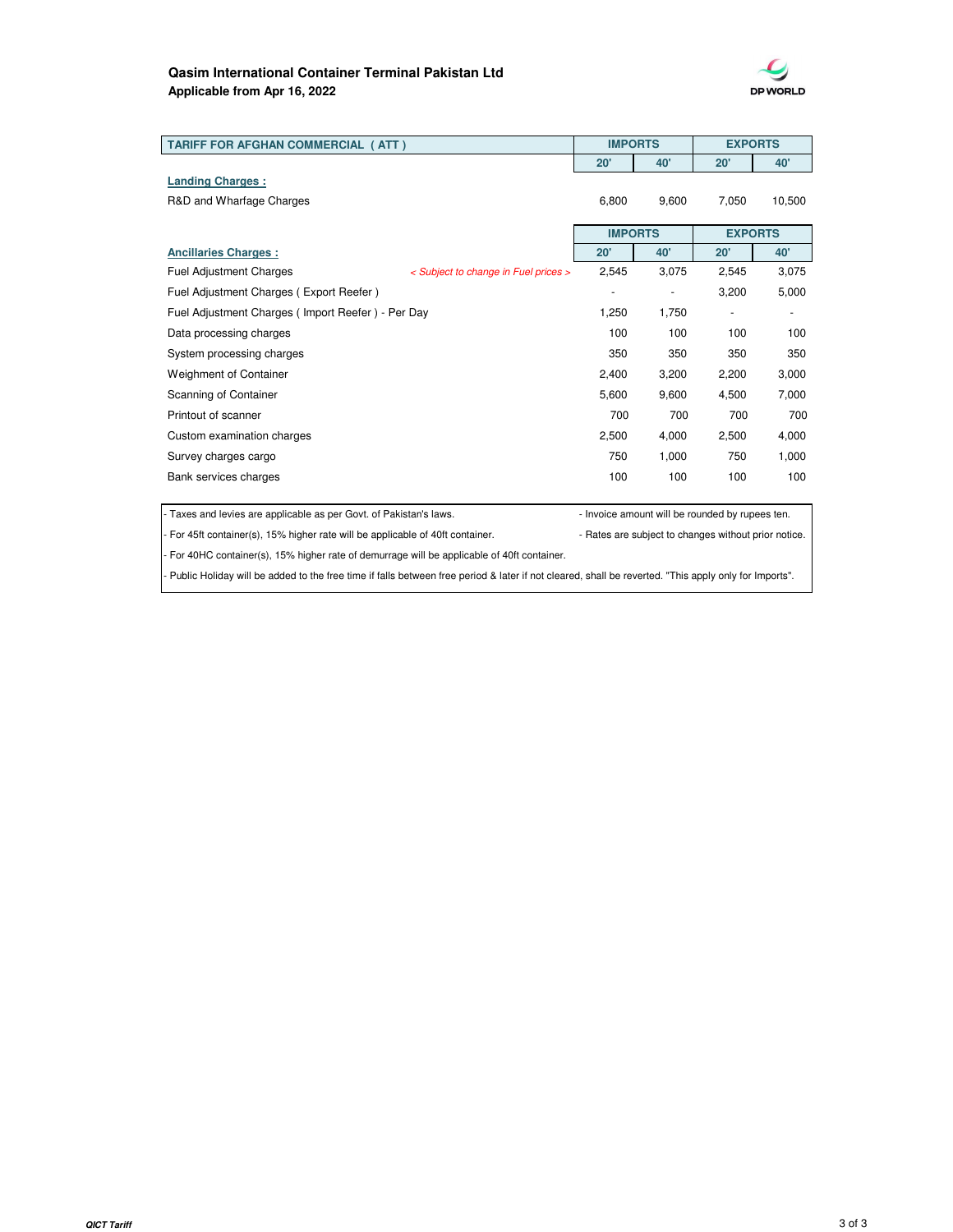**Qasim International Container Terminal Pakistan Ltd**
**Applicable from Apr 16, 2022**

DP WORLD

| TARIFF FOR AFGHAN COMMERCIAL ( ATT ) | IMPORTS | | EXPORTS | |
|---|---|---|---|---|
| | 20' | 40' | 20' | 40' |
| **Landing Charges :** | | | | |
| R&D and Wharfage Charges | 6,800 | 9,600 | 7,050 | 10,500 |

| **Ancillaries Charges :** | IMPORTS | | EXPORTS | |
|---|---|---|---|---|
| | 20' | 40' | 20' | 40' |
| Fuel Adjustment Charges *< Subject to change in Fuel prices >* | 2,545 | 3,075 | 2,545 | 3,075 |
| Fuel Adjustment Charges ( Export Reefer ) | - | - | 3,200 | 5,000 |
| Fuel Adjustment Charges ( Import Reefer ) - Per Day | 1,250 | 1,750 | - | - |
| Data processing charges | 100 | 100 | 100 | 100 |
| System processing charges | 350 | 350 | 350 | 350 |
| Weighment of Container | 2,400 | 3,200 | 2,200 | 3,000 |
| Scanning of Container | 5,600 | 9,600 | 4,500 | 7,000 |
| Printout of scanner | 700 | 700 | 700 | 700 |
| Custom examination charges | 2,500 | 4,000 | 2,500 | 4,000 |
| Survey charges cargo | 750 | 1,000 | 750 | 1,000 |
| Bank services charges | 100 | 100 | 100 | 100 |

- Taxes and levies are applicable as per Govt. of Pakistan's laws.
- Invoice amount will be rounded by rupees ten.
- For 45ft container(s), 15% higher rate will be applicable of 40ft container.
- Rates are subject to changes without prior notice.
- For 40HC container(s), 15% higher rate of demurrage will be applicable of 40ft container.
- Public Holiday will be added to the free time if falls between free period & later if not cleared, shall be reverted. "This apply only for Imports".